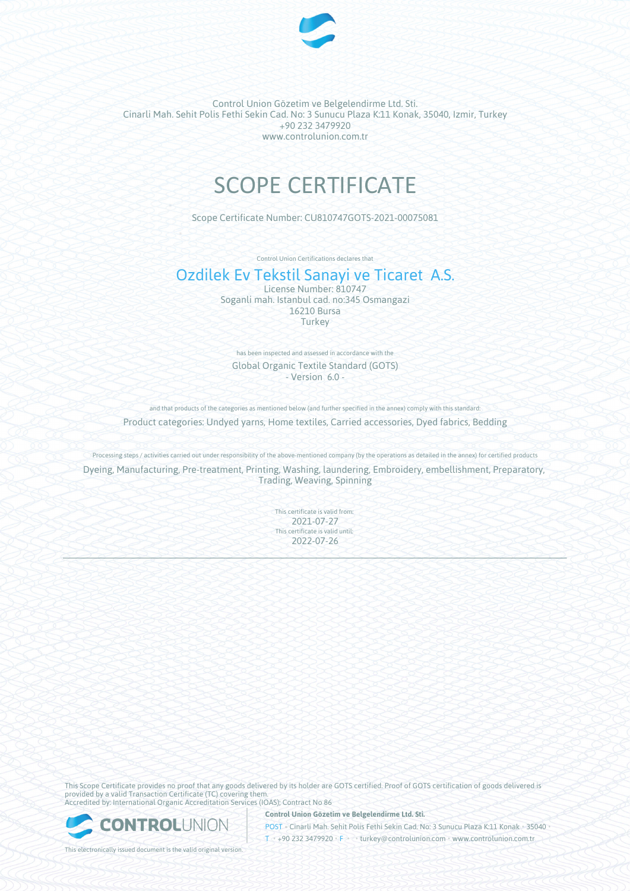Control Union Gözetim ve Belgelendirme Ltd. Sti.
Cinarli Mah. Sehit Polis Fethi Sekin Cad. No: 3 Sunucu Plaza K:11 Konak, 35040, Izmir, Turkey
+90 232 3479920
www.controlunion.com.tr

# SCOPE CERTIFICATE

Scope Certificate Number: CU810747GOTS-2021-00075081

Control Union Certifications declares that

## Ozdilek Ev Tekstil Sanayi ve Ticaret A.S.

License Number: 810747
Soganli mah. Istanbul cad. no:345 Osmangazi
16210 Bursa
Turkey

has been inspected and assessed in accordance with the

Global Organic Textile Standard (GOTS)
- Version 6.0 -

and that products of the categories as mentioned below (and further specified in the annex) comply with this standard:

Product categories: Undyed yarns, Home textiles, Carried accessories, Dyed fabrics, Bedding

Processing steps / activities carried out under responsibility of the above-mentioned company (by the operations as detailed in the annex) for certified products

Dyeing, Manufacturing, Pre-treatment, Printing, Washing, laundering, Embroidery, embellishment, Preparatory, Trading, Weaving, Spinning

This certificate is valid from:
2021-07-27
This certificate is valid until:
2022-07-26

---

This Scope Certificate provides no proof that any goods delivered by its holder are GOTS certified. Proof of GOTS certification of goods delivered is provided by a valid Transaction Certificate (TC) covering them.
Accredited by: International Organic Accreditation Services (IOAS); Contract No 86

**Control Union Gözetim ve Belgelendirme Ltd. Sti.**
POST • Cinarli Mah. Sehit Polis Fethi Sekin Cad. No: 3 Sunucu Plaza K:11 Konak • 35040 •
T • +90 232 3479920 • F • • turkey@controlunion.com • www.controlunion.com.tr

This electronically issued document is the valid original version.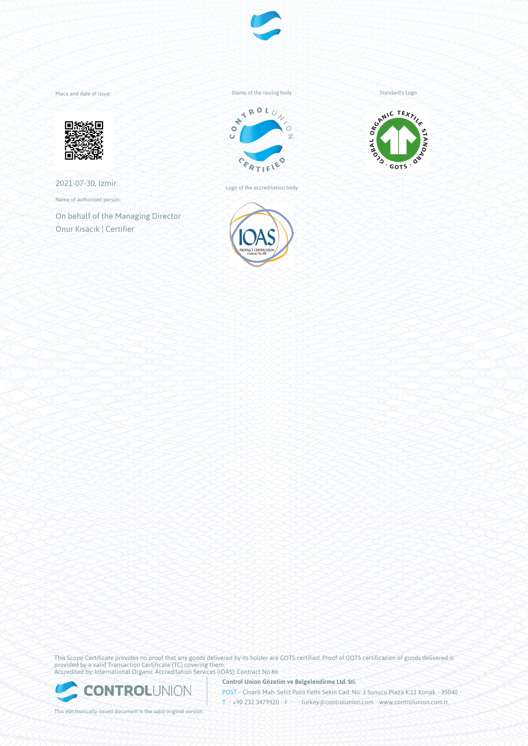Place and date of issue:

2021-07-30, Izmir

Name of authorised person:

On behalf of the Managing Director
Onur Kısacık | Certifier

Stamp of the issuing body

Logo of the accreditation body

Standard's Logo

This Scope Certificate provides no proof that any goods delivered by its holder are GOTS certified. Proof of GOTS certification of goods delivered is provided by a valid Transaction Certificate (TC) covering them.
Accredited by: International Organic Accreditation Services (IOAS); Contract No 86

**Control Union Gözetim ve Belgelendirme Ltd. Sti.**

POST • Cinarli Mah. Sehit Polis Fethi Sekin Cad. No: 3 Sunucu Plaza K:11 Konak • 35040 •
T • +90 232 3479920 • F • • turkey@controlunion.com • www.controlunion.com.tr

This electronically issued document is the valid original version.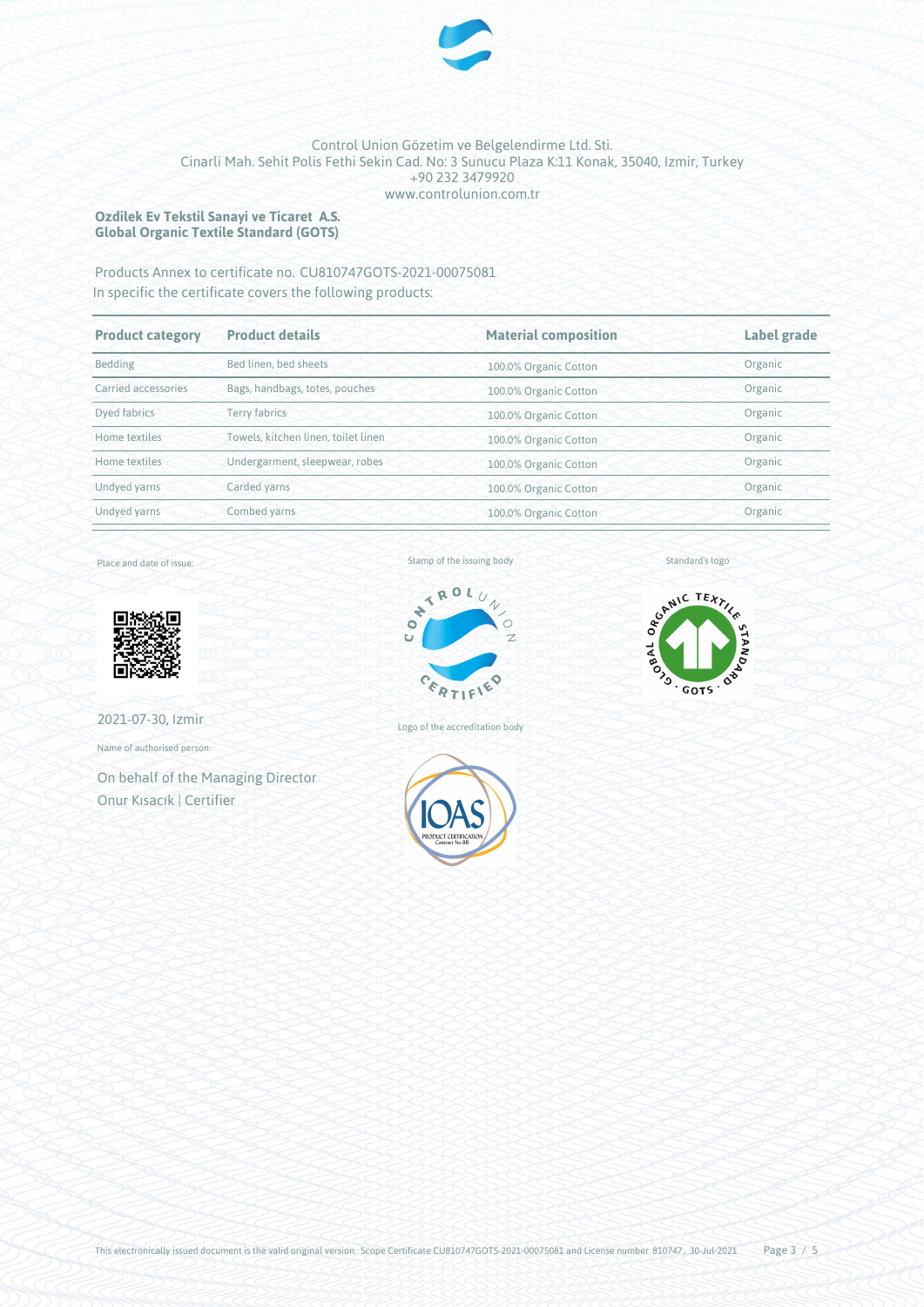Control Union Gözetim ve Belgelendirme Ltd. Sti.
Cinarli Mah. Sehit Polis Fethi Sekin Cad. No: 3 Sunucu Plaza K:11 Konak, 35040, Izmir, Turkey
+90 232 3479920
www.controlunion.com.tr

**Ozdilek Ev Tekstil Sanayi ve Ticaret A.S.**
**Global Organic Textile Standard (GOTS)**

Products Annex to certificate no. CU810747GOTS-2021-00075081
In specific the certificate covers the following products:

| Product category | Product details | Material composition | Label grade |
|---|---|---|---|
| Bedding | Bed linen, bed sheets | 100.0% Organic Cotton | Organic |
| Carried accessories | Bags, handbags, totes, pouches | 100.0% Organic Cotton | Organic |
| Dyed fabrics | Terry fabrics | 100.0% Organic Cotton | Organic |
| Home textiles | Towels, kitchen linen, toilet linen | 100.0% Organic Cotton | Organic |
| Home textiles | Undergarment, sleepwear, robes | 100.0% Organic Cotton | Organic |
| Undyed yarns | Carded yarns | 100.0% Organic Cotton | Organic |
| Undyed yarns | Combed yarns | 100.0% Organic Cotton | Organic |

Place and date of issue:

2021-07-30, Izmir

Name of authorised person:

On behalf of the Managing Director
Onur Kısacık | Certifier

Stamp of the issuing body

Logo of the accreditation body

Standard's logo

This electronically issued document is the valid original version. Scope Certificate CU810747GOTS-2021-00075081 and License number 810747, 30-Jul-2021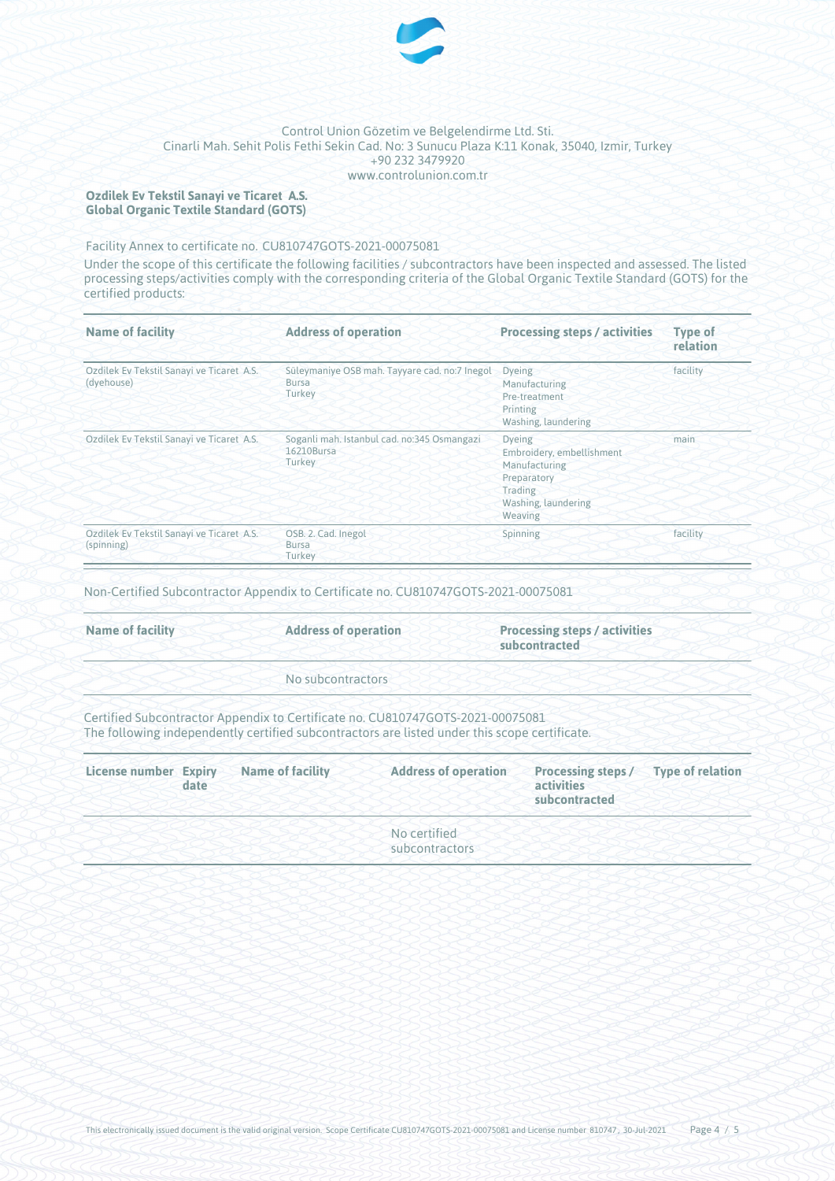Control Union Gözetim ve Belgelendirme Ltd. Sti.
Cinarli Mah. Sehit Polis Fethi Sekin Cad. No: 3 Sunucu Plaza K:11 Konak, 35040, Izmir, Turkey
+90 232 3479920
www.controlunion.com.tr

**Ozdilek Ev Tekstil Sanayi ve Ticaret A.S.**
**Global Organic Textile Standard (GOTS)**

Facility Annex to certificate no. CU810747GOTS-2021-00075081

Under the scope of this certificate the following facilities / subcontractors have been inspected and assessed. The listed processing steps/activities comply with the corresponding criteria of the Global Organic Textile Standard (GOTS) for the certified products:

| Name of facility | Address of operation | Processing steps / activities | Type of relation |
|---|---|---|---|
| Ozdilek Ev Tekstil Sanayi ve Ticaret A.S. (dyehouse) | Süleymaniye OSB mah. Tayyare cad. no:7 Inegol Bursa Turkey | Dyeing<br>Manufacturing<br>Pre-treatment<br>Printing<br>Washing, laundering | facility |
| Ozdilek Ev Tekstil Sanayi ve Ticaret A.S. | Soganli mah. Istanbul cad. no:345 Osmangazi 16210Bursa Turkey | Dyeing<br>Embroidery, embellishment<br>Manufacturing<br>Preparatory<br>Trading<br>Washing, laundering<br>Weaving | main |
| Ozdilek Ev Tekstil Sanayi ve Ticaret A.S. (spinning) | OSB. 2. Cad. Inegol Bursa Turkey | Spinning | facility |

Non-Certified Subcontractor Appendix to Certificate no. CU810747GOTS-2021-00075081

| Name of facility | Address of operation | Processing steps / activities subcontracted |
|---|---|---|
| | No subcontractors | |

Certified Subcontractor Appendix to Certificate no. CU810747GOTS-2021-00075081
The following independently certified subcontractors are listed under this scope certificate.

| License number | Expiry date | Name of facility | Address of operation | Processing steps / activities subcontracted | Type of relation |
|---|---|---|---|---|---|
| | | | No certified subcontractors | | |

This electronically issued document is the valid original version. Scope Certificate CU810747GOTS-2021-00075081 and License number 810747 , 30-Jul-2021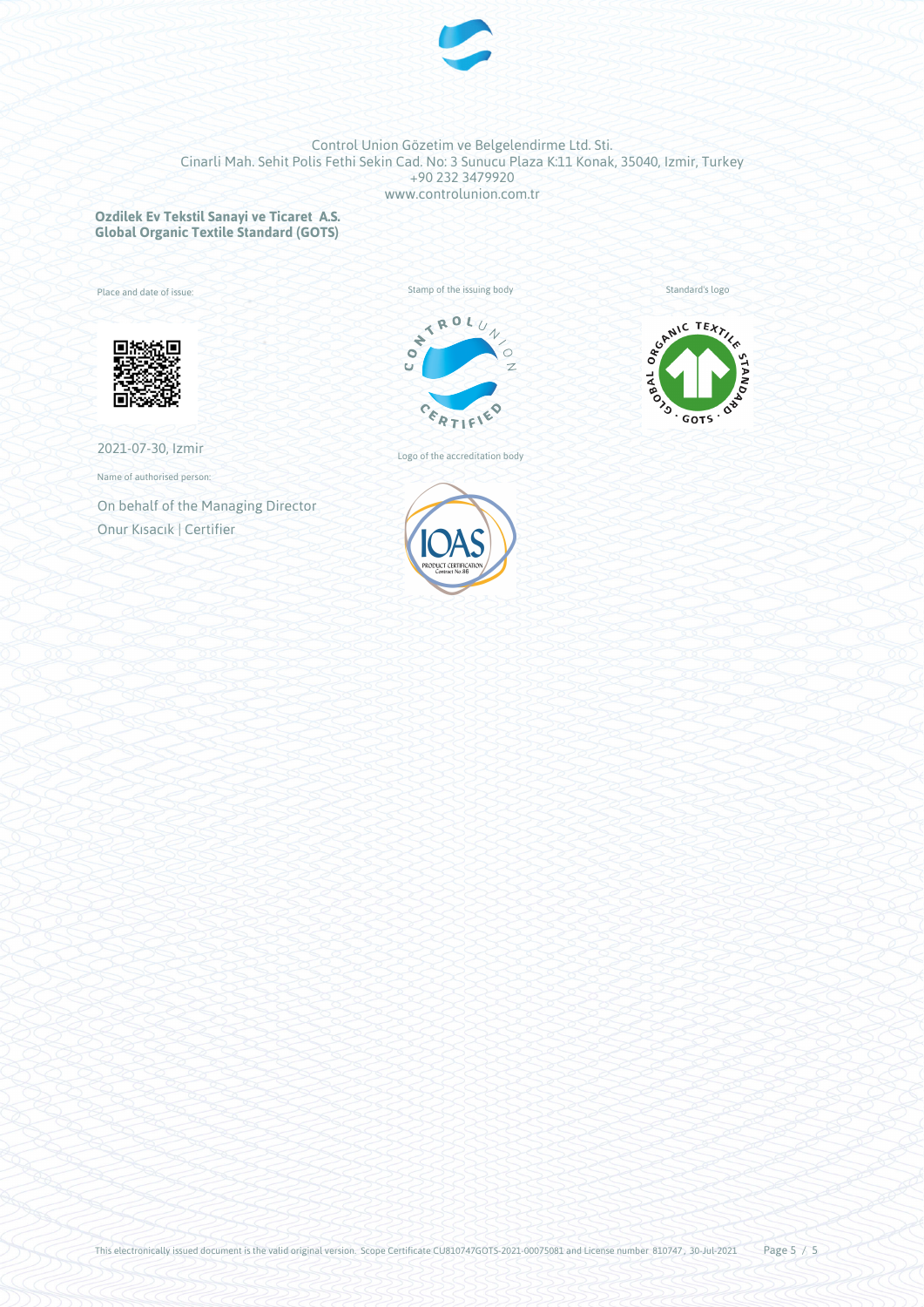Control Union Gözetim ve Belgelendirme Ltd. Sti.
Cinarli Mah. Sehit Polis Fethi Sekin Cad. No: 3 Sunucu Plaza K:11 Konak, 35040, Izmir, Turkey
+90 232 3479920
www.controlunion.com.tr

**Ozdilek Ev Tekstil Sanayi ve Ticaret A.S.**
**Global Organic Textile Standard (GOTS)**

Place and date of issue:

2021-07-30, Izmir

Name of authorised person:

On behalf of the Managing Director
Onur Kısacık | Certifier

Stamp of the issuing body

Logo of the accreditation body

Standard's logo

This electronically issued document is the valid original version. Scope Certificate CU810747GOTS-2021-00075081 and License number 810747, 30-Jul-2021